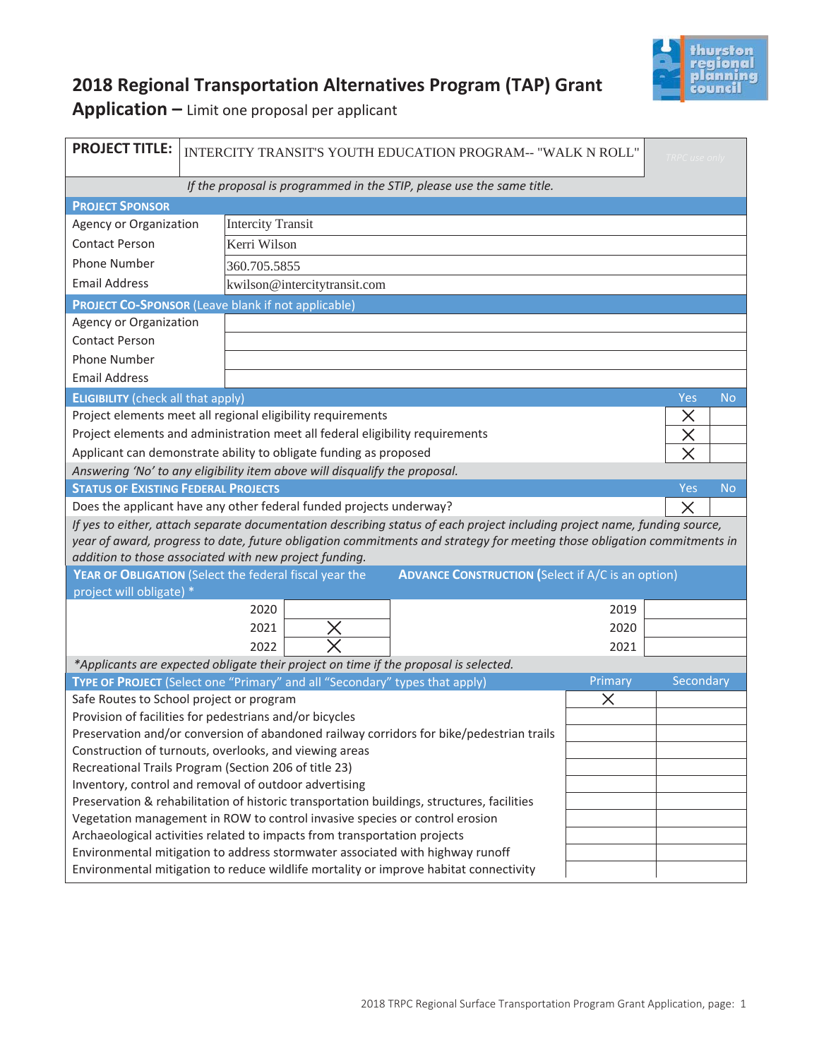# 2018 Regional Transportation Alternatives Program (TAP) Grant Application – Limit one proposal per applicant

| PROJECT TITLE: | INTERCITY TRANSIT'S YOUTH EDUCATION PROGRAM-- "WALK N ROLL" | TRPC use only |
|---|---|---|

*If the proposal is programmed in the STIP, please use the same title.*

**PROJECT SPONSOR**

| | |
|---|---|
| Agency or Organization | Intercity Transit |
| Contact Person | Kerri Wilson |
| Phone Number | 360.705.5855 |
| Email Address | kwilson@intercitytransit.com |

**PROJECT CO-SPONSOR** (Leave blank if not applicable)

| | |
|---|---|
| Agency or Organization | |
| Contact Person | |
| Phone Number | |
| Email Address | |

| **ELIGIBILITY** (check all that apply) | Yes | No |
|---|---|---|
| Project elements meet all regional eligibility requirements | X | |
| Project elements and administration meet all federal eligibility requirements | X | |
| Applicant can demonstrate ability to obligate funding as proposed | X | |

*Answering 'No' to any eligibility item above will disqualify the proposal.*

| **STATUS OF EXISTING FEDERAL PROJECTS** | Yes | No |
|---|---|---|
| Does the applicant have any other federal funded projects underway? | X | |

*If yes to either, attach separate documentation describing status of each project including project name, funding source, year of award, progress to date, future obligation commitments and strategy for meeting those obligation commitments in addition to those associated with new project funding.*

| **YEAR OF OBLIGATION** (Select the federal fiscal year the project will obligate) * | | **ADVANCE CONSTRUCTION** (Select if A/C is an option) | |
|---|---|---|---|
| 2020 | | 2019 | |
| 2021 | X | 2020 | |
| 2022 | X | 2021 | |

*\*Applicants are expected obligate their project on time if the proposal is selected.*

| **TYPE OF PROJECT** (Select one "Primary" and all "Secondary" types that apply) | Primary | Secondary |
|---|---|---|
| Safe Routes to School project or program | X | |
| Provision of facilities for pedestrians and/or bicycles | | |
| Preservation and/or conversion of abandoned railway corridors for bike/pedestrian trails | | |
| Construction of turnouts, overlooks, and viewing areas | | |
| Recreational Trails Program (Section 206 of title 23) | | |
| Inventory, control and removal of outdoor advertising | | |
| Preservation & rehabilitation of historic transportation buildings, structures, facilities | | |
| Vegetation management in ROW to control invasive species or control erosion | | |
| Archaeological activities related to impacts from transportation projects | | |
| Environmental mitigation to address stormwater associated with highway runoff | | |
| Environmental mitigation to reduce wildlife mortality or improve habitat connectivity | | |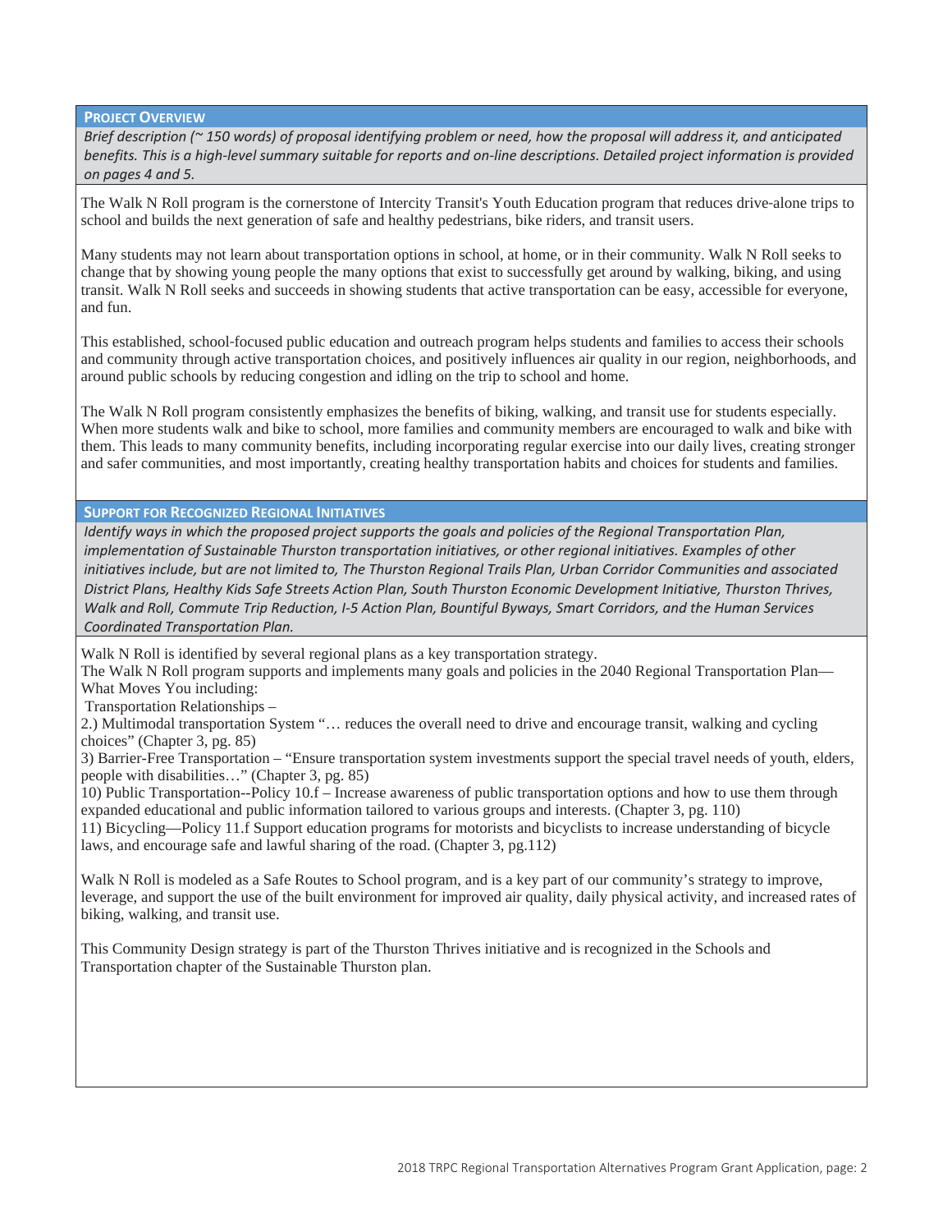## Project Overview

*Brief description (~ 150 words) of proposal identifying problem or need, how the proposal will address it, and anticipated benefits. This is a high-level summary suitable for reports and on-line descriptions. Detailed project information is provided on pages 4 and 5.*

The Walk N Roll program is the cornerstone of Intercity Transit's Youth Education program that reduces drive-alone trips to school and builds the next generation of safe and healthy pedestrians, bike riders, and transit users.

Many students may not learn about transportation options in school, at home, or in their community. Walk N Roll seeks to change that by showing young people the many options that exist to successfully get around by walking, biking, and using transit. Walk N Roll seeks and succeeds in showing students that active transportation can be easy, accessible for everyone, and fun.

This established, school-focused public education and outreach program helps students and families to access their schools and community through active transportation choices, and positively influences air quality in our region, neighborhoods, and around public schools by reducing congestion and idling on the trip to school and home.

The Walk N Roll program consistently emphasizes the benefits of biking, walking, and transit use for students especially. When more students walk and bike to school, more families and community members are encouraged to walk and bike with them. This leads to many community benefits, including incorporating regular exercise into our daily lives, creating stronger and safer communities, and most importantly, creating healthy transportation habits and choices for students and families.

## Support for Recognized Regional Initiatives

*Identify ways in which the proposed project supports the goals and policies of the Regional Transportation Plan, implementation of Sustainable Thurston transportation initiatives, or other regional initiatives. Examples of other initiatives include, but are not limited to, The Thurston Regional Trails Plan, Urban Corridor Communities and associated District Plans, Healthy Kids Safe Streets Action Plan, South Thurston Economic Development Initiative, Thurston Thrives, Walk and Roll, Commute Trip Reduction, I-5 Action Plan, Bountiful Byways, Smart Corridors, and the Human Services Coordinated Transportation Plan.*

Walk N Roll is identified by several regional plans as a key transportation strategy.
The Walk N Roll program supports and implements many goals and policies in the 2040 Regional Transportation Plan—What Moves You including:
Transportation Relationships –
2.) Multimodal transportation System "… reduces the overall need to drive and encourage transit, walking and cycling choices" (Chapter 3, pg. 85)
3) Barrier-Free Transportation – "Ensure transportation system investments support the special travel needs of youth, elders, people with disabilities…" (Chapter 3, pg. 85)
10) Public Transportation--Policy 10.f – Increase awareness of public transportation options and how to use them through expanded educational and public information tailored to various groups and interests. (Chapter 3, pg. 110)
11) Bicycling—Policy 11.f Support education programs for motorists and bicyclists to increase understanding of bicycle laws, and encourage safe and lawful sharing of the road. (Chapter 3, pg.112)

Walk N Roll is modeled as a Safe Routes to School program, and is a key part of our community's strategy to improve, leverage, and support the use of the built environment for improved air quality, daily physical activity, and increased rates of biking, walking, and transit use.

This Community Design strategy is part of the Thurston Thrives initiative and is recognized in the Schools and Transportation chapter of the Sustainable Thurston plan.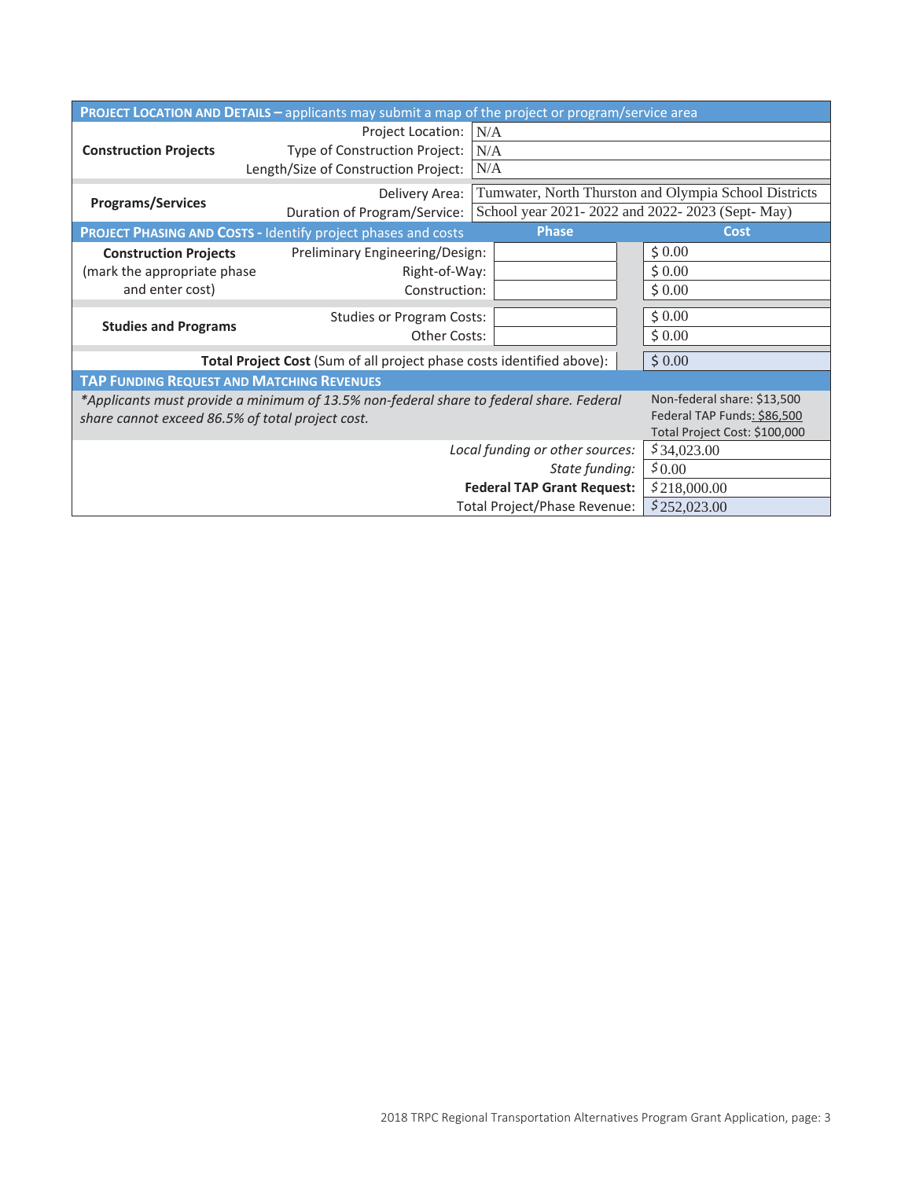| **PROJECT LOCATION AND DETAILS –** applicants may submit a map of the project or program/service area | | |
|---|---|---|
| **Construction Projects** | Project Location: | N/A |
| | Type of Construction Project: | N/A |
| | Length/Size of Construction Project: | N/A |
| **Programs/Services** | Delivery Area: | Tumwater, North Thurston and Olympia School Districts |
| | Duration of Program/Service: | School year 2021- 2022 and 2022- 2023 (Sept- May) |

| **PROJECT PHASING AND COSTS -** Identify project phases and costs | | Phase | Cost |
|---|---|---|---|
| **Construction Projects** (mark the appropriate phase and enter cost) | Preliminary Engineering/Design: | | $ 0.00 |
| | Right-of-Way: | | $ 0.00 |
| | Construction: | | $ 0.00 |
| **Studies and Programs** | Studies or Program Costs: | | $ 0.00 |
| | Other Costs: | | $ 0.00 |
| **Total Project Cost** (Sum of all project phase costs identified above): | | | $ 0.00 |

| **TAP FUNDING REQUEST AND MATCHING REVENUES** | |
|---|---|
| *\*Applicants must provide a minimum of 13.5% non-federal share to federal share. Federal share cannot exceed 86.5% of total project cost.* | Non-federal share: $13,500<br>Federal TAP Funds: $86,500<br>Total Project Cost: $100,000 |
| *Local funding or other sources:* | $34,023.00 |
| *State funding:* | $0.00 |
| **Federal TAP Grant Request:** | $218,000.00 |
| Total Project/Phase Revenue: | $252,023.00 |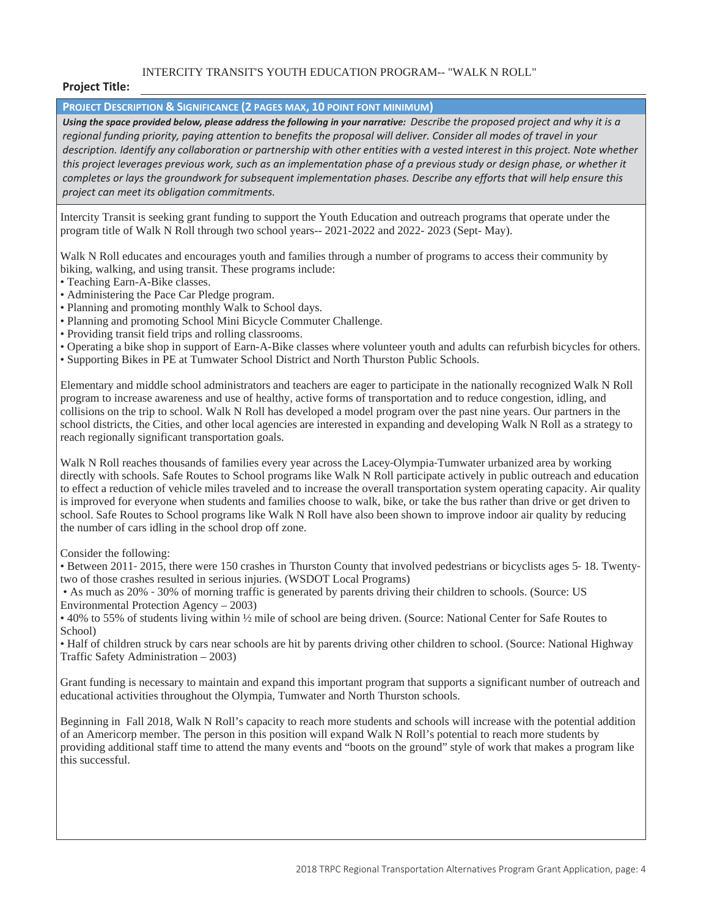**Project Title:** INTERCITY TRANSIT'S YOUTH EDUCATION PROGRAM-- "WALK N ROLL"

## PROJECT DESCRIPTION & SIGNIFICANCE (2 PAGES MAX, 10 POINT FONT MINIMUM)

***Using the space provided below, please address the following in your narrative:*** *Describe the proposed project and why it is a regional funding priority, paying attention to benefits the proposal will deliver. Consider all modes of travel in your description. Identify any collaboration or partnership with other entities with a vested interest in this project. Note whether this project leverages previous work, such as an implementation phase of a previous study or design phase, or whether it completes or lays the groundwork for subsequent implementation phases. Describe any efforts that will help ensure this project can meet its obligation commitments.*

Intercity Transit is seeking grant funding to support the Youth Education and outreach programs that operate under the program title of Walk N Roll through two school years-- 2021-2022 and 2022- 2023 (Sept- May).

Walk N Roll educates and encourages youth and families through a number of programs to access their community by biking, walking, and using transit. These programs include:

- Teaching Earn-A-Bike classes.
- Administering the Pace Car Pledge program.
- Planning and promoting monthly Walk to School days.
- Planning and promoting School Mini Bicycle Commuter Challenge.
- Providing transit field trips and rolling classrooms.
- Operating a bike shop in support of Earn-A-Bike classes where volunteer youth and adults can refurbish bicycles for others.
- Supporting Bikes in PE at Tumwater School District and North Thurston Public Schools.

Elementary and middle school administrators and teachers are eager to participate in the nationally recognized Walk N Roll program to increase awareness and use of healthy, active forms of transportation and to reduce congestion, idling, and collisions on the trip to school. Walk N Roll has developed a model program over the past nine years. Our partners in the school districts, the Cities, and other local agencies are interested in expanding and developing Walk N Roll as a strategy to reach regionally significant transportation goals.

Walk N Roll reaches thousands of families every year across the Lacey-Olympia-Tumwater urbanized area by working directly with schools. Safe Routes to School programs like Walk N Roll participate actively in public outreach and education to effect a reduction of vehicle miles traveled and to increase the overall transportation system operating capacity. Air quality is improved for everyone when students and families choose to walk, bike, or take the bus rather than drive or get driven to school. Safe Routes to School programs like Walk N Roll have also been shown to improve indoor air quality by reducing the number of cars idling in the school drop off zone.

Consider the following:

- Between 2011- 2015, there were 150 crashes in Thurston County that involved pedestrians or bicyclists ages 5- 18. Twenty-two of those crashes resulted in serious injuries. (WSDOT Local Programs)
- As much as 20% - 30% of morning traffic is generated by parents driving their children to schools. (Source: US Environmental Protection Agency – 2003)
- 40% to 55% of students living within ½ mile of school are being driven. (Source: National Center for Safe Routes to School)
- Half of children struck by cars near schools are hit by parents driving other children to school. (Source: National Highway Traffic Safety Administration – 2003)

Grant funding is necessary to maintain and expand this important program that supports a significant number of outreach and educational activities throughout the Olympia, Tumwater and North Thurston schools.

Beginning in Fall 2018, Walk N Roll's capacity to reach more students and schools will increase with the potential addition of an Americorp member. The person in this position will expand Walk N Roll's potential to reach more students by providing additional staff time to attend the many events and "boots on the ground" style of work that makes a program like this successful.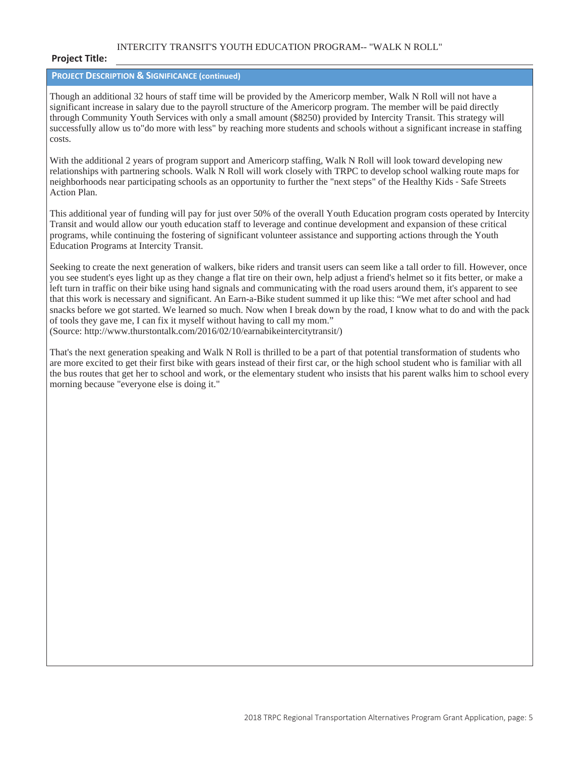**Project Title:** INTERCITY TRANSIT'S YOUTH EDUCATION PROGRAM-- "WALK N ROLL"

## PROJECT DESCRIPTION & SIGNIFICANCE (continued)

Though an additional 32 hours of staff time will be provided by the Americorp member, Walk N Roll will not have a significant increase in salary due to the payroll structure of the Americorp program. The member will be paid directly through Community Youth Services with only a small amount ($8250) provided by Intercity Transit. This strategy will successfully allow us to"do more with less" by reaching more students and schools without a significant increase in staffing costs.

With the additional 2 years of program support and Americorp staffing, Walk N Roll will look toward developing new relationships with partnering schools. Walk N Roll will work closely with TRPC to develop school walking route maps for neighborhoods near participating schools as an opportunity to further the "next steps" of the Healthy Kids - Safe Streets Action Plan.

This additional year of funding will pay for just over 50% of the overall Youth Education program costs operated by Intercity Transit and would allow our youth education staff to leverage and continue development and expansion of these critical programs, while continuing the fostering of significant volunteer assistance and supporting actions through the Youth Education Programs at Intercity Transit.

Seeking to create the next generation of walkers, bike riders and transit users can seem like a tall order to fill. However, once you see student's eyes light up as they change a flat tire on their own, help adjust a friend's helmet so it fits better, or make a left turn in traffic on their bike using hand signals and communicating with the road users around them, it's apparent to see that this work is necessary and significant. An Earn-a-Bike student summed it up like this: “We met after school and had snacks before we got started. We learned so much. Now when I break down by the road, I know what to do and with the pack of tools they gave me, I can fix it myself without having to call my mom.”
(Source: http://www.thurstontalk.com/2016/02/10/earnabikeintercitytransit/)

That's the next generation speaking and Walk N Roll is thrilled to be a part of that potential transformation of students who are more excited to get their first bike with gears instead of their first car, or the high school student who is familiar with all the bus routes that get her to school and work, or the elementary student who insists that his parent walks him to school every morning because "everyone else is doing it."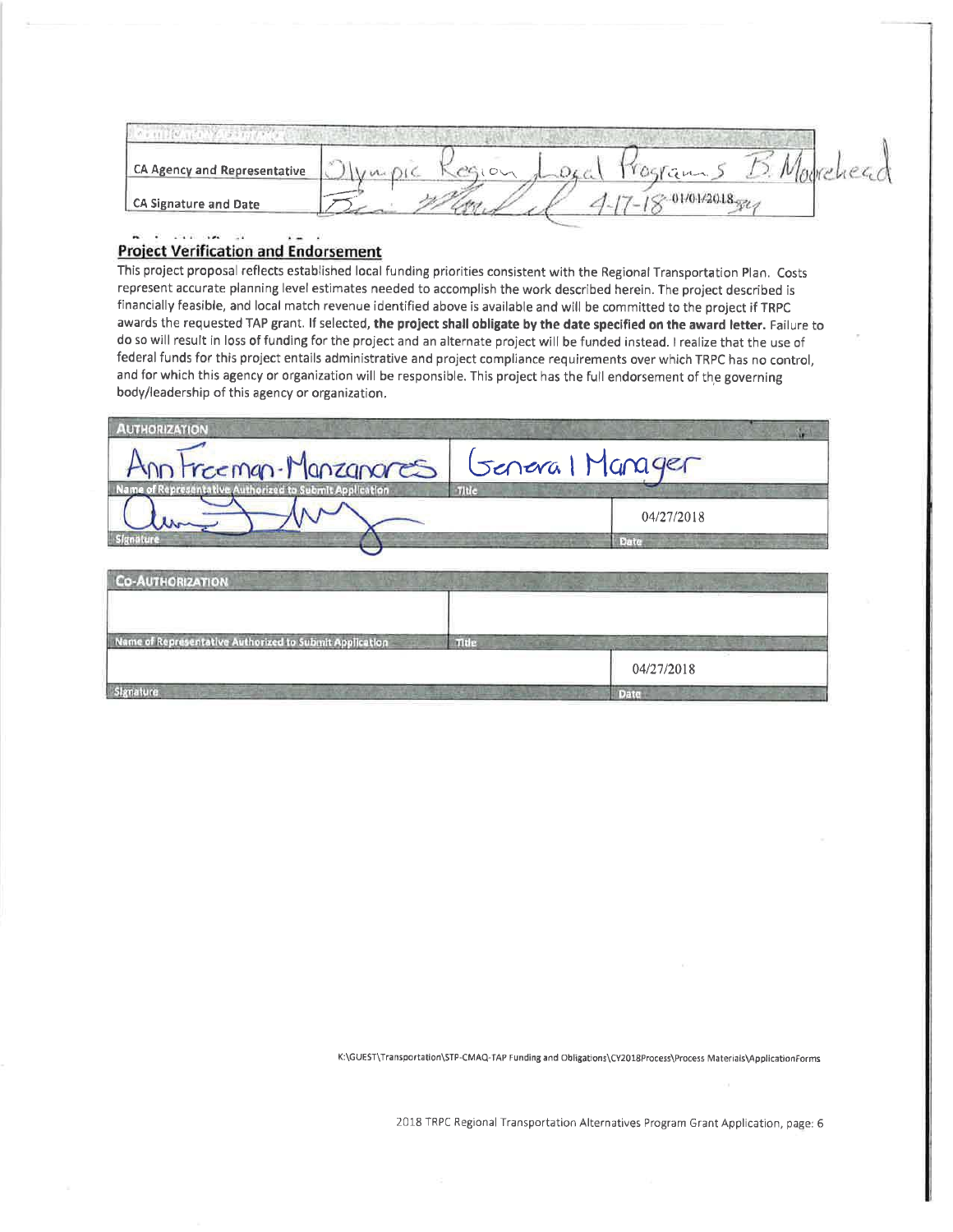| Certification Authority | |
|---|---|
| CA Agency and Representative | Olympic Region Local Programs B. Moorehead |
| CA Signature and Date | 4-17-18 01/01/2018 |

## Project Verification and Endorsement

This project proposal reflects established local funding priorities consistent with the Regional Transportation Plan. Costs represent accurate planning level estimates needed to accomplish the work described herein. The project described is financially feasible, and local match revenue identified above is available and will be committed to the project if TRPC awards the requested TAP grant. If selected, **the project shall obligate by the date specified on the award letter.** Failure to do so will result in loss of funding for the project and an alternate project will be funded instead. I realize that the use of federal funds for this project entails administrative and project compliance requirements over which TRPC has no control, and for which this agency or organization will be responsible. This project has the full endorsement of the governing body/leadership of this agency or organization.

| AUTHORIZATION | |
|---|---|
| Ann Freeman-Manzanares | General Manager |
| Name of Representative Authorized to Submit Application | Title |
| | 04/27/2018 |
| Signature | Date |

| CO-AUTHORIZATION | |
|---|---|
| | |
| Name of Representative Authorized to Submit Application | Title |
| | 04/27/2018 |
| Signature | Date |

K:\GUEST\Transportation\STP-CMAQ-TAP Funding and Obligations\CY2018Process\Process Materials\ApplicationForms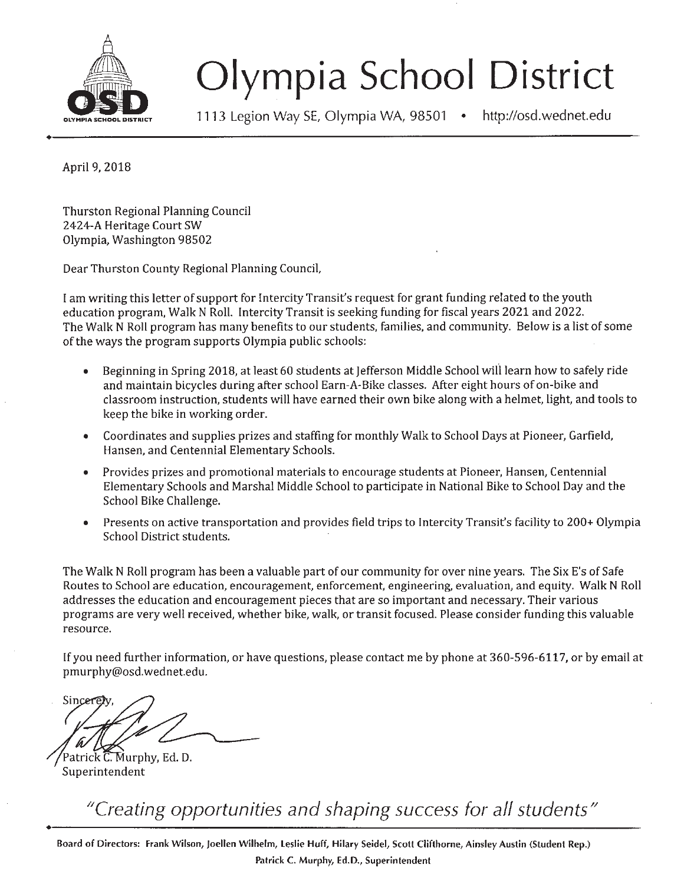# Olympia School District

1113 Legion Way SE, Olympia WA, 98501 • http://osd.wednet.edu

April 9, 2018

Thurston Regional Planning Council
2424-A Heritage Court SW
Olympia, Washington 98502

Dear Thurston County Regional Planning Council,

I am writing this letter of support for Intercity Transit's request for grant funding related to the youth education program, Walk N Roll. Intercity Transit is seeking funding for fiscal years 2021 and 2022. The Walk N Roll program has many benefits to our students, families, and community. Below is a list of some of the ways the program supports Olympia public schools:

- Beginning in Spring 2018, at least 60 students at Jefferson Middle School will learn how to safely ride and maintain bicycles during after school Earn-A-Bike classes. After eight hours of on-bike and classroom instruction, students will have earned their own bike along with a helmet, light, and tools to keep the bike in working order.
- Coordinates and supplies prizes and staffing for monthly Walk to School Days at Pioneer, Garfield, Hansen, and Centennial Elementary Schools.
- Provides prizes and promotional materials to encourage students at Pioneer, Hansen, Centennial Elementary Schools and Marshal Middle School to participate in National Bike to School Day and the School Bike Challenge.
- Presents on active transportation and provides field trips to Intercity Transit's facility to 200+ Olympia School District students.

The Walk N Roll program has been a valuable part of our community for over nine years. The Six E's of Safe Routes to School are education, encouragement, enforcement, engineering, evaluation, and equity. Walk N Roll addresses the education and encouragement pieces that are so important and necessary. Their various programs are very well received, whether bike, walk, or transit focused. Please consider funding this valuable resource.

If you need further information, or have questions, please contact me by phone at 360-596-6117, or by email at pmurphy@osd.wednet.edu.

Sincerely,

Patrick C. Murphy, Ed. D.
Superintendent

*"Creating opportunities and shaping success for all students"*

**Board of Directors: Frank Wilson, Joellen Wilhelm, Leslie Huff, Hilary Seidel, Scott Clifthorne, Ainsley Austin (Student Rep.)**
**Patrick C. Murphy, Ed.D., Superintendent**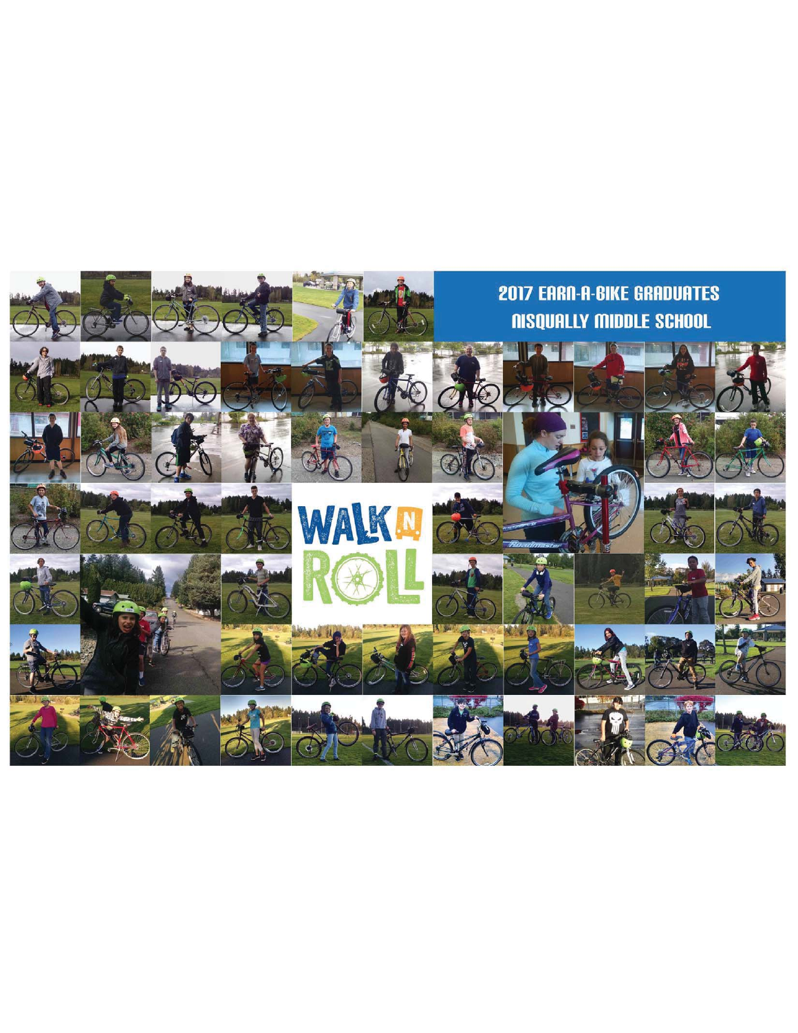## 2017 EARN-A-BIKE GRADUATES
## NISQUALLY MIDDLE SCHOOL

WALK N ROLL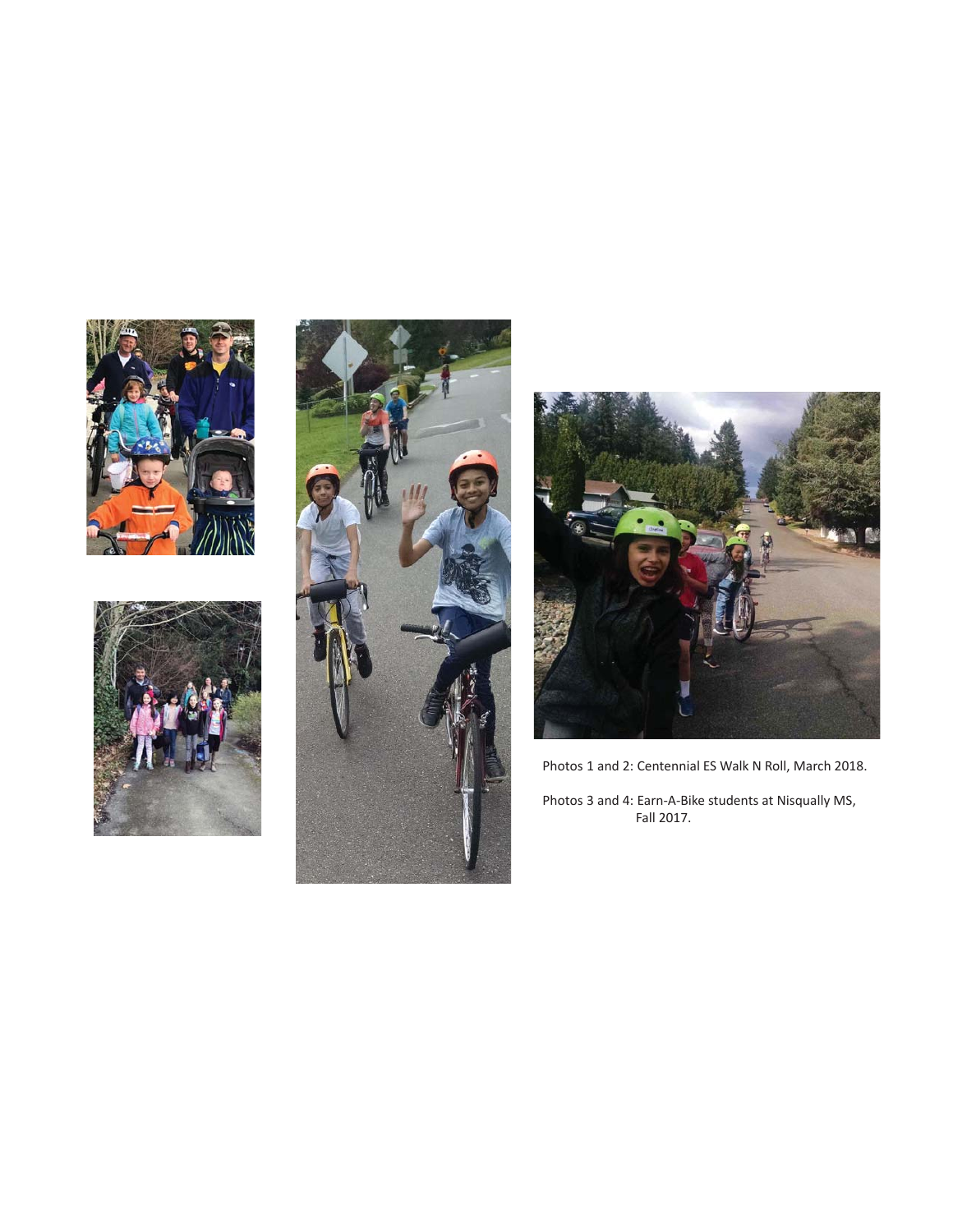Photos 1 and 2: Centennial ES Walk N Roll, March 2018.

Photos 3 and 4: Earn-A-Bike students at Nisqually MS, Fall 2017.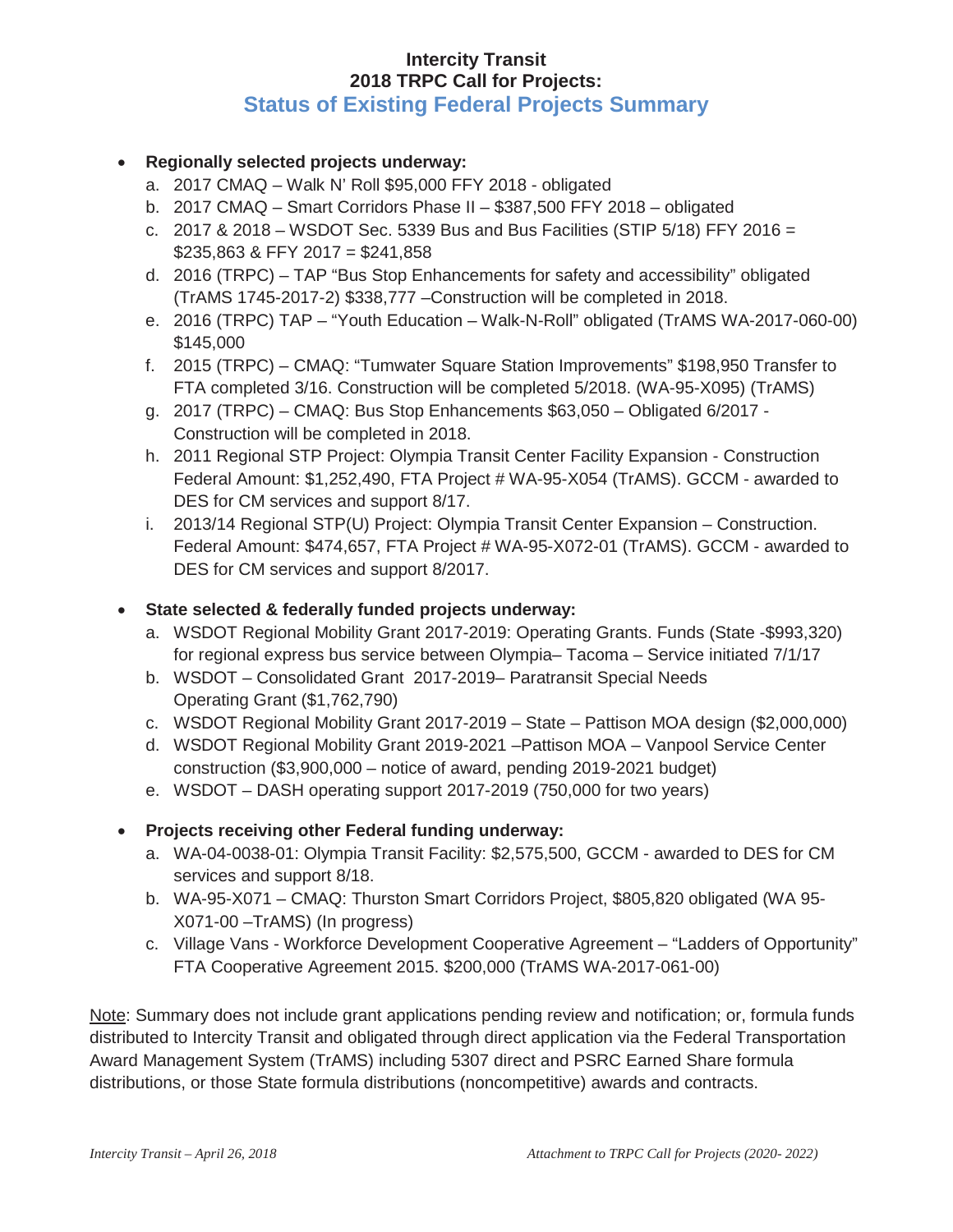# Intercity Transit
## 2018 TRPC Call for Projects:
## Status of Existing Federal Projects Summary

- **Regionally selected projects underway:**
  a. 2017 CMAQ – Walk N' Roll $95,000 FFY 2018 - obligated
  b. 2017 CMAQ – Smart Corridors Phase II – $387,500 FFY 2018 – obligated
  c. 2017 & 2018 – WSDOT Sec. 5339 Bus and Bus Facilities (STIP 5/18) FFY 2016 = $235,863 & FFY 2017 = $241,858
  d. 2016 (TRPC) – TAP "Bus Stop Enhancements for safety and accessibility" obligated (TrAMS 1745-2017-2) $338,777 –Construction will be completed in 2018.
  e. 2016 (TRPC) TAP – "Youth Education – Walk-N-Roll" obligated (TrAMS WA-2017-060-00) $145,000
  f. 2015 (TRPC) – CMAQ: "Tumwater Square Station Improvements" $198,950 Transfer to FTA completed 3/16. Construction will be completed 5/2018. (WA-95-X095) (TrAMS)
  g. 2017 (TRPC) – CMAQ: Bus Stop Enhancements $63,050 – Obligated 6/2017 - Construction will be completed in 2018.
  h. 2011 Regional STP Project: Olympia Transit Center Facility Expansion - Construction Federal Amount: $1,252,490, FTA Project # WA-95-X054 (TrAMS). GCCM - awarded to DES for CM services and support 8/17.
  i. 2013/14 Regional STP(U) Project: Olympia Transit Center Expansion – Construction. Federal Amount: $474,657, FTA Project # WA-95-X072-01 (TrAMS). GCCM - awarded to DES for CM services and support 8/2017.

- **State selected & federally funded projects underway:**
  a. WSDOT Regional Mobility Grant 2017-2019: Operating Grants. Funds (State -$993,320) for regional express bus service between Olympia– Tacoma – Service initiated 7/1/17
  b. WSDOT – Consolidated Grant 2017-2019– Paratransit Special Needs Operating Grant ($1,762,790)
  c. WSDOT Regional Mobility Grant 2017-2019 – State – Pattison MOA design ($2,000,000)
  d. WSDOT Regional Mobility Grant 2019-2021 –Pattison MOA – Vanpool Service Center construction ($3,900,000 – notice of award, pending 2019-2021 budget)
  e. WSDOT – DASH operating support 2017-2019 (750,000 for two years)

- **Projects receiving other Federal funding underway:**
  a. WA-04-0038-01: Olympia Transit Facility: $2,575,500, GCCM - awarded to DES for CM services and support 8/18.
  b. WA-95-X071 – CMAQ: Thurston Smart Corridors Project, $805,820 obligated (WA 95-X071-00 –TrAMS) (In progress)
  c. Village Vans - Workforce Development Cooperative Agreement – "Ladders of Opportunity" FTA Cooperative Agreement 2015. $200,000 (TrAMS WA-2017-061-00)

Note: Summary does not include grant applications pending review and notification; or, formula funds distributed to Intercity Transit and obligated through direct application via the Federal Transportation Award Management System (TrAMS) including 5307 direct and PSRC Earned Share formula distributions, or those State formula distributions (noncompetitive) awards and contracts.

*Intercity Transit – April 26, 2018* *Attachment to TRPC Call for Projects (2020- 2022)*